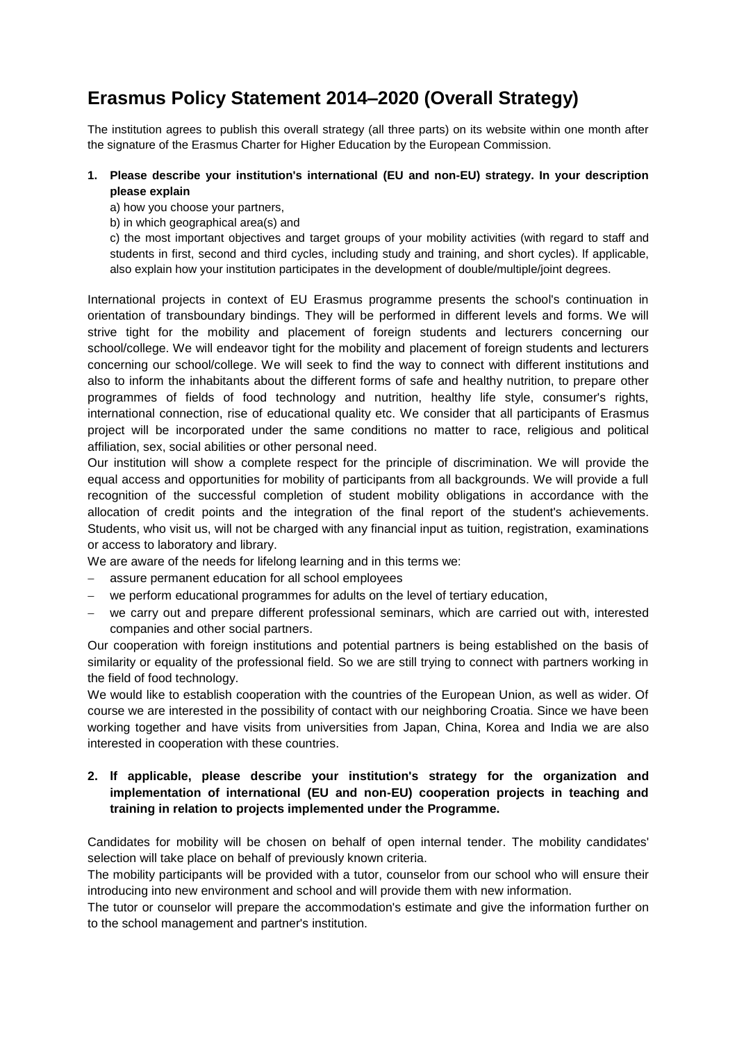# Erasmus Policy Statement 2014–2020 (Overall Strategy)

The institution agrees to publish this overall strategy (all three parts) on its website within one month after the signature of the Erasmus Charter for Higher Education by the European Commission.

1. **Please describe your institution's international (EU and non-EU) strategy. In your description please explain**

   a) how you choose your partners,

   b) in which geographical area(s) and

   c) the most important objectives and target groups of your mobility activities (with regard to staff and students in first, second and third cycles, including study and training, and short cycles). If applicable, also explain how your institution participates in the development of double/multiple/joint degrees.

International projects in context of EU Erasmus programme presents the school's continuation in orientation of transboundary bindings. They will be performed in different levels and forms. We will strive tight for the mobility and placement of foreign students and lecturers concerning our school/college. We will endeavor tight for the mobility and placement of foreign students and lecturers concerning our school/college. We will seek to find the way to connect with different institutions and also to inform the inhabitants about the different forms of safe and healthy nutrition, to prepare other programmes of fields of food technology and nutrition, healthy life style, consumer's rights, international connection, rise of educational quality etc. We consider that all participants of Erasmus project will be incorporated under the same conditions no matter to race, religious and political affiliation, sex, social abilities or other personal need.

Our institution will show a complete respect for the principle of discrimination. We will provide the equal access and opportunities for mobility of participants from all backgrounds. We will provide a full recognition of the successful completion of student mobility obligations in accordance with the allocation of credit points and the integration of the final report of the student's achievements. Students, who visit us, will not be charged with any financial input as tuition, registration, examinations or access to laboratory and library.

We are aware of the needs for lifelong learning and in this terms we:

- assure permanent education for all school employees
- we perform educational programmes for adults on the level of tertiary education,
- we carry out and prepare different professional seminars, which are carried out with, interested companies and other social partners.

Our cooperation with foreign institutions and potential partners is being established on the basis of similarity or equality of the professional field. So we are still trying to connect with partners working in the field of food technology.

We would like to establish cooperation with the countries of the European Union, as well as wider. Of course we are interested in the possibility of contact with our neighboring Croatia. Since we have been working together and have visits from universities from Japan, China, Korea and India we are also interested in cooperation with these countries.

2. **If applicable, please describe your institution's strategy for the organization and implementation of international (EU and non-EU) cooperation projects in teaching and training in relation to projects implemented under the Programme.**

Candidates for mobility will be chosen on behalf of open internal tender. The mobility candidates' selection will take place on behalf of previously known criteria.

The mobility participants will be provided with a tutor, counselor from our school who will ensure their introducing into new environment and school and will provide them with new information.

The tutor or counselor will prepare the accommodation's estimate and give the information further on to the school management and partner's institution.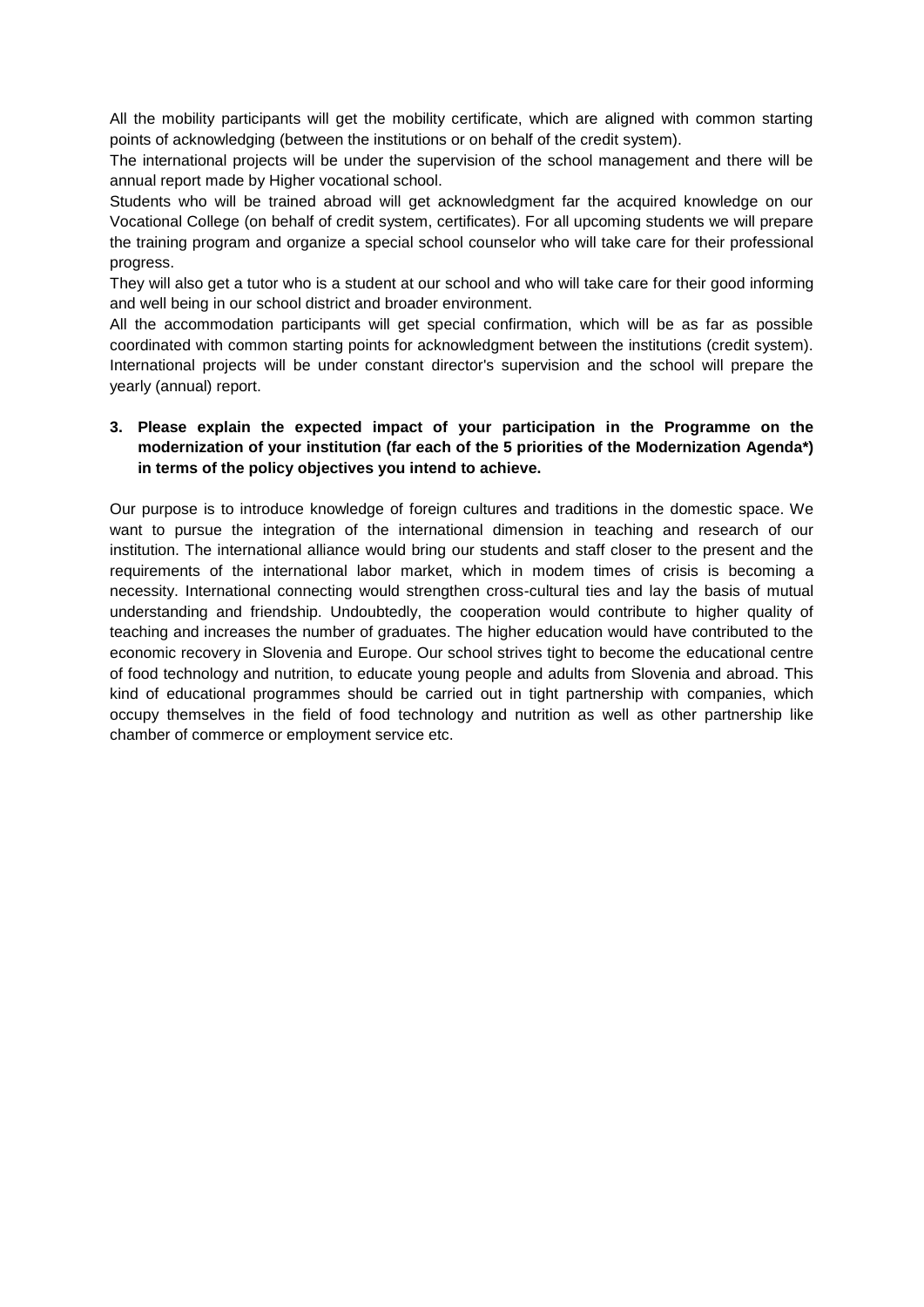All the mobility participants will get the mobility certificate, which are aligned with common starting points of acknowledging (between the institutions or on behalf of the credit system).

The international projects will be under the supervision of the school management and there will be annual report made by Higher vocational school.

Students who will be trained abroad will get acknowledgment far the acquired knowledge on our Vocational College (on behalf of credit system, certificates). For all upcoming students we will prepare the training program and organize a special school counselor who will take care for their professional progress.

They will also get a tutor who is a student at our school and who will take care for their good informing and well being in our school district and broader environment.

All the accommodation participants will get special confirmation, which will be as far as possible coordinated with common starting points for acknowledgment between the institutions (credit system). International projects will be under constant director's supervision and the school will prepare the yearly (annual) report.

**3. Please explain the expected impact of your participation in the Programme on the modernization of your institution (far each of the 5 priorities of the Modernization Agenda\*) in terms of the policy objectives you intend to achieve.**

Our purpose is to introduce knowledge of foreign cultures and traditions in the domestic space. We want to pursue the integration of the international dimension in teaching and research of our institution. The international alliance would bring our students and staff closer to the present and the requirements of the international labor market, which in modem times of crisis is becoming a necessity. International connecting would strengthen cross-cultural ties and lay the basis of mutual understanding and friendship. Undoubtedly, the cooperation would contribute to higher quality of teaching and increases the number of graduates. The higher education would have contributed to the economic recovery in Slovenia and Europe. Our school strives tight to become the educational centre of food technology and nutrition, to educate young people and adults from Slovenia and abroad. This kind of educational programmes should be carried out in tight partnership with companies, which occupy themselves in the field of food technology and nutrition as well as other partnership like chamber of commerce or employment service etc.